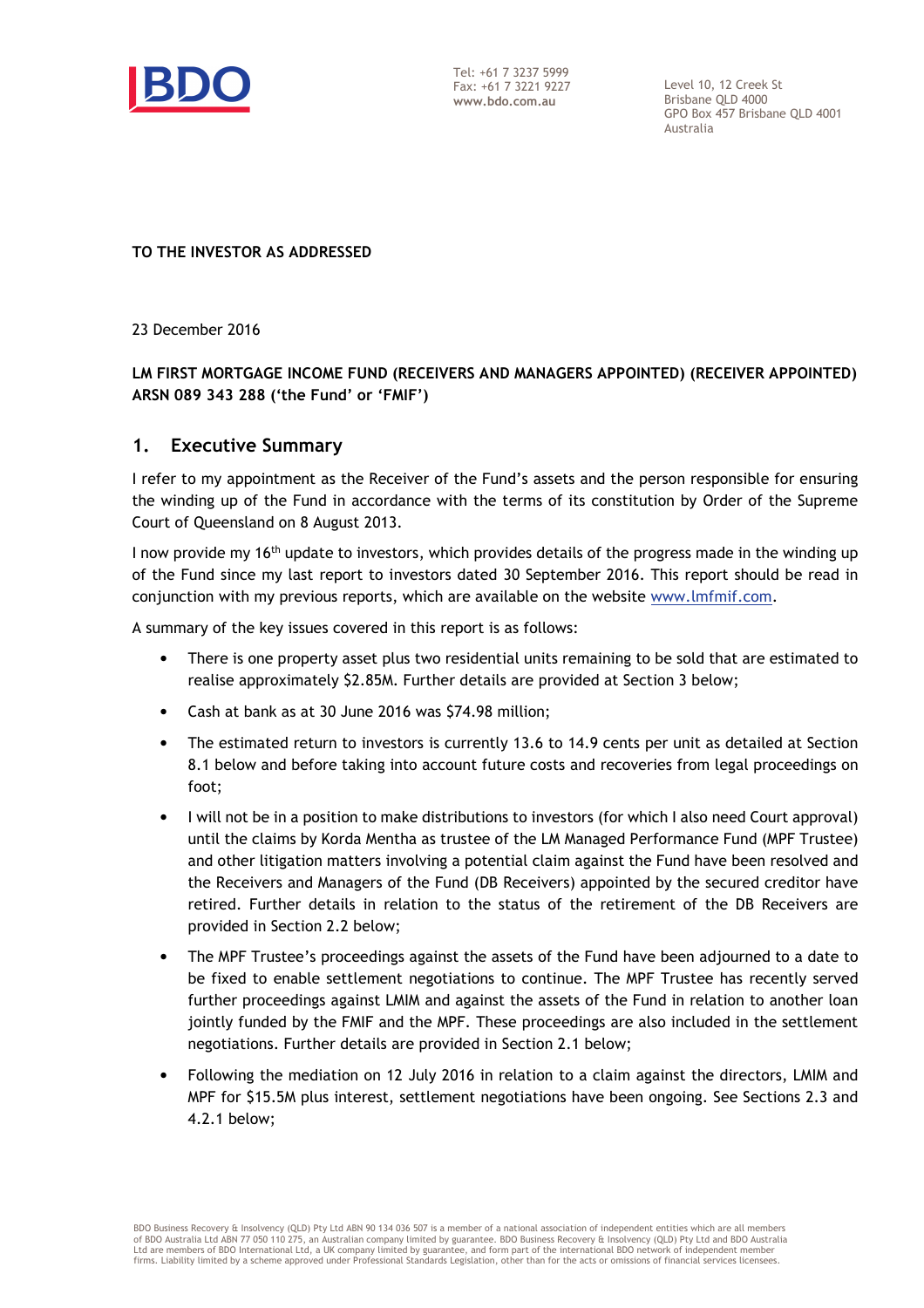Tel: +61 7 3237 5999
Fax: +61 7 3221 9227
**www.bdo.com.au**

Level 10, 12 Creek St
Brisbane QLD 4000
GPO Box 457 Brisbane QLD 4001
Australia

**TO THE INVESTOR AS ADDRESSED**

23 December 2016

**LM FIRST MORTGAGE INCOME FUND (RECEIVERS AND MANAGERS APPOINTED) (RECEIVER APPOINTED) ARSN 089 343 288 ('the Fund' or 'FMIF')**

## 1. Executive Summary

I refer to my appointment as the Receiver of the Fund's assets and the person responsible for ensuring the winding up of the Fund in accordance with the terms of its constitution by Order of the Supreme Court of Queensland on 8 August 2013.

I now provide my 16th update to investors, which provides details of the progress made in the winding up of the Fund since my last report to investors dated 30 September 2016. This report should be read in conjunction with my previous reports, which are available on the website www.lmfmif.com.

A summary of the key issues covered in this report is as follows:

- There is one property asset plus two residential units remaining to be sold that are estimated to realise approximately $2.85M. Further details are provided at Section 3 below;
- Cash at bank as at 30 June 2016 was $74.98 million;
- The estimated return to investors is currently 13.6 to 14.9 cents per unit as detailed at Section 8.1 below and before taking into account future costs and recoveries from legal proceedings on foot;
- I will not be in a position to make distributions to investors (for which I also need Court approval) until the claims by Korda Mentha as trustee of the LM Managed Performance Fund (MPF Trustee) and other litigation matters involving a potential claim against the Fund have been resolved and the Receivers and Managers of the Fund (DB Receivers) appointed by the secured creditor have retired. Further details in relation to the status of the retirement of the DB Receivers are provided in Section 2.2 below;
- The MPF Trustee's proceedings against the assets of the Fund have been adjourned to a date to be fixed to enable settlement negotiations to continue. The MPF Trustee has recently served further proceedings against LMIM and against the assets of the Fund in relation to another loan jointly funded by the FMIF and the MPF. These proceedings are also included in the settlement negotiations. Further details are provided in Section 2.1 below;
- Following the mediation on 12 July 2016 in relation to a claim against the directors, LMIM and MPF for $15.5M plus interest, settlement negotiations have been ongoing. See Sections 2.3 and 4.2.1 below;

BDO Business Recovery & Insolvency (QLD) Pty Ltd ABN 90 134 036 507 is a member of a national association of independent entities which are all members of BDO Australia Ltd ABN 77 050 110 275, an Australian company limited by guarantee. BDO Business Recovery & Insolvency (QLD) Pty Ltd and BDO Australia Ltd are members of BDO International Ltd, a UK company limited by guarantee, and form part of the international BDO network of independent member firms. Liability limited by a scheme approved under Professional Standards Legislation, other than for the acts or omissions of financial services licensees.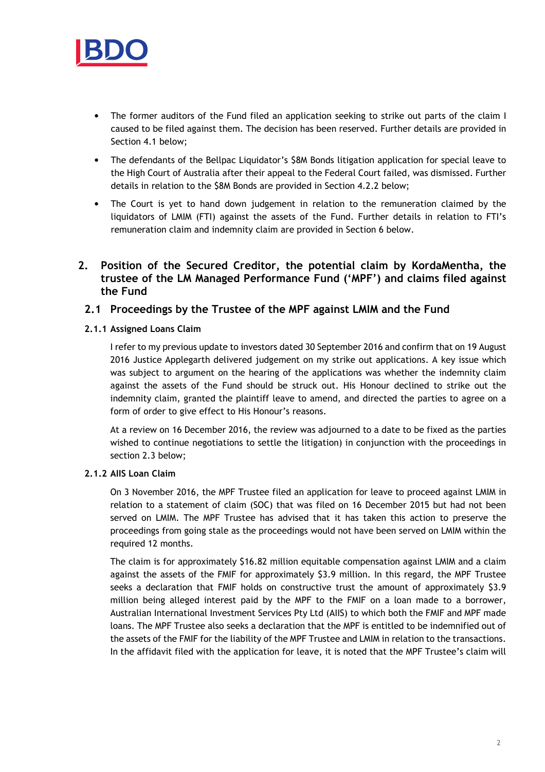- The former auditors of the Fund filed an application seeking to strike out parts of the claim I caused to be filed against them. The decision has been reserved. Further details are provided in Section 4.1 below;
- The defendants of the Bellpac Liquidator's $8M Bonds litigation application for special leave to the High Court of Australia after their appeal to the Federal Court failed, was dismissed. Further details in relation to the $8M Bonds are provided in Section 4.2.2 below;
- The Court is yet to hand down judgement in relation to the remuneration claimed by the liquidators of LMIM (FTI) against the assets of the Fund. Further details in relation to FTI's remuneration claim and indemnity claim are provided in Section 6 below.

## 2. Position of the Secured Creditor, the potential claim by KordaMentha, the trustee of the LM Managed Performance Fund ('MPF') and claims filed against the Fund

### 2.1 Proceedings by the Trustee of the MPF against LMIM and the Fund

#### 2.1.1 Assigned Loans Claim

I refer to my previous update to investors dated 30 September 2016 and confirm that on 19 August 2016 Justice Applegarth delivered judgement on my strike out applications. A key issue which was subject to argument on the hearing of the applications was whether the indemnity claim against the assets of the Fund should be struck out. His Honour declined to strike out the indemnity claim, granted the plaintiff leave to amend, and directed the parties to agree on a form of order to give effect to His Honour's reasons.

At a review on 16 December 2016, the review was adjourned to a date to be fixed as the parties wished to continue negotiations to settle the litigation) in conjunction with the proceedings in section 2.3 below;

#### 2.1.2 AIIS Loan Claim

On 3 November 2016, the MPF Trustee filed an application for leave to proceed against LMIM in relation to a statement of claim (SOC) that was filed on 16 December 2015 but had not been served on LMIM. The MPF Trustee has advised that it has taken this action to preserve the proceedings from going stale as the proceedings would not have been served on LMIM within the required 12 months.

The claim is for approximately $16.82 million equitable compensation against LMIM and a claim against the assets of the FMIF for approximately $3.9 million. In this regard, the MPF Trustee seeks a declaration that FMIF holds on constructive trust the amount of approximately $3.9 million being alleged interest paid by the MPF to the FMIF on a loan made to a borrower, Australian International Investment Services Pty Ltd (AIIS) to which both the FMIF and MPF made loans. The MPF Trustee also seeks a declaration that the MPF is entitled to be indemnified out of the assets of the FMIF for the liability of the MPF Trustee and LMIM in relation to the transactions. In the affidavit filed with the application for leave, it is noted that the MPF Trustee's claim will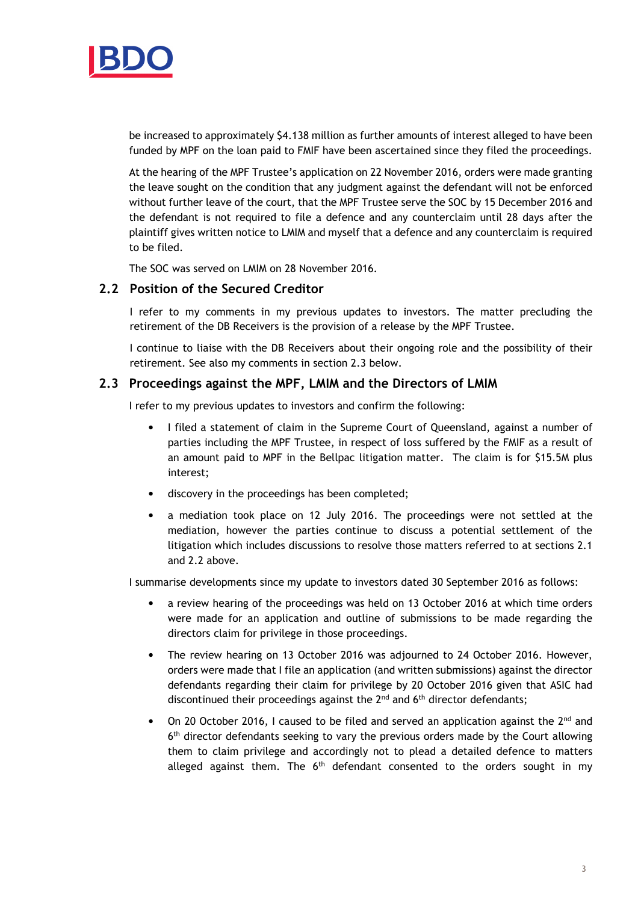be increased to approximately $4.138 million as further amounts of interest alleged to have been funded by MPF on the loan paid to FMIF have been ascertained since they filed the proceedings.

At the hearing of the MPF Trustee's application on 22 November 2016, orders were made granting the leave sought on the condition that any judgment against the defendant will not be enforced without further leave of the court, that the MPF Trustee serve the SOC by 15 December 2016 and the defendant is not required to file a defence and any counterclaim until 28 days after the plaintiff gives written notice to LMIM and myself that a defence and any counterclaim is required to be filed.

The SOC was served on LMIM on 28 November 2016.

## 2.2 Position of the Secured Creditor

I refer to my comments in my previous updates to investors. The matter precluding the retirement of the DB Receivers is the provision of a release by the MPF Trustee.

I continue to liaise with the DB Receivers about their ongoing role and the possibility of their retirement. See also my comments in section 2.3 below.

## 2.3 Proceedings against the MPF, LMIM and the Directors of LMIM

I refer to my previous updates to investors and confirm the following:

- I filed a statement of claim in the Supreme Court of Queensland, against a number of parties including the MPF Trustee, in respect of loss suffered by the FMIF as a result of an amount paid to MPF in the Bellpac litigation matter. The claim is for $15.5M plus interest;
- discovery in the proceedings has been completed;
- a mediation took place on 12 July 2016. The proceedings were not settled at the mediation, however the parties continue to discuss a potential settlement of the litigation which includes discussions to resolve those matters referred to at sections 2.1 and 2.2 above.

I summarise developments since my update to investors dated 30 September 2016 as follows:

- a review hearing of the proceedings was held on 13 October 2016 at which time orders were made for an application and outline of submissions to be made regarding the directors claim for privilege in those proceedings.
- The review hearing on 13 October 2016 was adjourned to 24 October 2016. However, orders were made that I file an application (and written submissions) against the director defendants regarding their claim for privilege by 20 October 2016 given that ASIC had discontinued their proceedings against the 2nd and 6th director defendants;
- On 20 October 2016, I caused to be filed and served an application against the 2nd and 6th director defendants seeking to vary the previous orders made by the Court allowing them to claim privilege and accordingly not to plead a detailed defence to matters alleged against them. The 6th defendant consented to the orders sought in my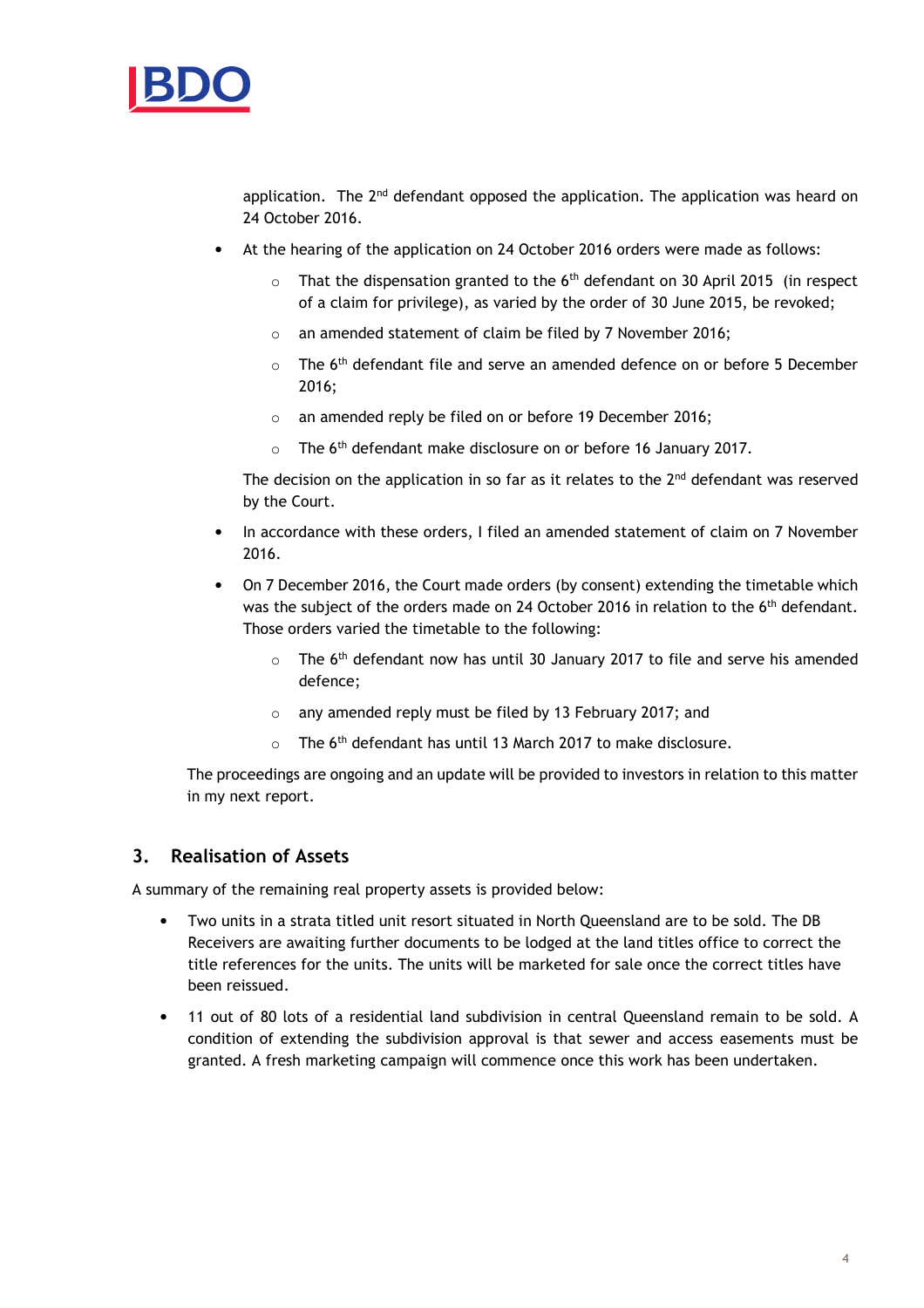application. The 2nd defendant opposed the application. The application was heard on 24 October 2016.

- At the hearing of the application on 24 October 2016 orders were made as follows:
  - That the dispensation granted to the 6th defendant on 30 April 2015 (in respect of a claim for privilege), as varied by the order of 30 June 2015, be revoked;
  - an amended statement of claim be filed by 7 November 2016;
  - The 6th defendant file and serve an amended defence on or before 5 December 2016;
  - an amended reply be filed on or before 19 December 2016;
  - The 6th defendant make disclosure on or before 16 January 2017.

  The decision on the application in so far as it relates to the 2nd defendant was reserved by the Court.

- In accordance with these orders, I filed an amended statement of claim on 7 November 2016.
- On 7 December 2016, the Court made orders (by consent) extending the timetable which was the subject of the orders made on 24 October 2016 in relation to the 6th defendant. Those orders varied the timetable to the following:
  - The 6th defendant now has until 30 January 2017 to file and serve his amended defence;
  - any amended reply must be filed by 13 February 2017; and
  - The 6th defendant has until 13 March 2017 to make disclosure.

The proceedings are ongoing and an update will be provided to investors in relation to this matter in my next report.

## 3. Realisation of Assets

A summary of the remaining real property assets is provided below:

- Two units in a strata titled unit resort situated in North Queensland are to be sold. The DB Receivers are awaiting further documents to be lodged at the land titles office to correct the title references for the units. The units will be marketed for sale once the correct titles have been reissued.
- 11 out of 80 lots of a residential land subdivision in central Queensland remain to be sold. A condition of extending the subdivision approval is that sewer and access easements must be granted. A fresh marketing campaign will commence once this work has been undertaken.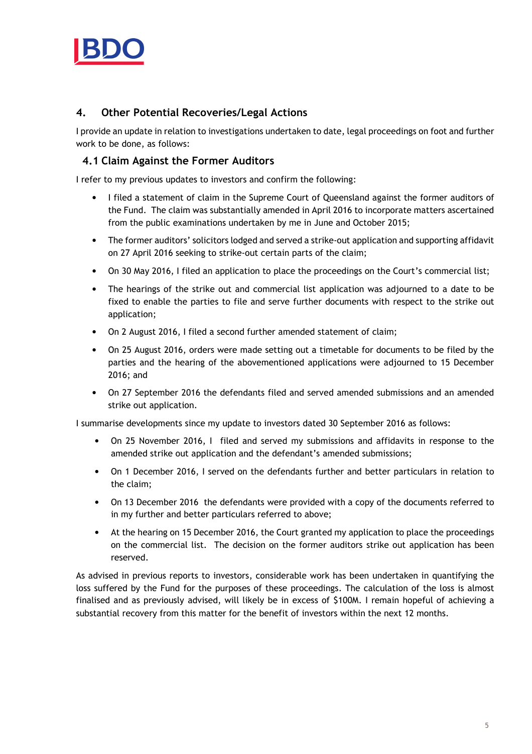## 4. Other Potential Recoveries/Legal Actions

I provide an update in relation to investigations undertaken to date, legal proceedings on foot and further work to be done, as follows:

### 4.1 Claim Against the Former Auditors

I refer to my previous updates to investors and confirm the following:

- I filed a statement of claim in the Supreme Court of Queensland against the former auditors of the Fund. The claim was substantially amended in April 2016 to incorporate matters ascertained from the public examinations undertaken by me in June and October 2015;
- The former auditors' solicitors lodged and served a strike-out application and supporting affidavit on 27 April 2016 seeking to strike-out certain parts of the claim;
- On 30 May 2016, I filed an application to place the proceedings on the Court's commercial list;
- The hearings of the strike out and commercial list application was adjourned to a date to be fixed to enable the parties to file and serve further documents with respect to the strike out application;
- On 2 August 2016, I filed a second further amended statement of claim;
- On 25 August 2016, orders were made setting out a timetable for documents to be filed by the parties and the hearing of the abovementioned applications were adjourned to 15 December 2016; and
- On 27 September 2016 the defendants filed and served amended submissions and an amended strike out application.

I summarise developments since my update to investors dated 30 September 2016 as follows:

- On 25 November 2016, I filed and served my submissions and affidavits in response to the amended strike out application and the defendant's amended submissions;
- On 1 December 2016, I served on the defendants further and better particulars in relation to the claim;
- On 13 December 2016 the defendants were provided with a copy of the documents referred to in my further and better particulars referred to above;
- At the hearing on 15 December 2016, the Court granted my application to place the proceedings on the commercial list. The decision on the former auditors strike out application has been reserved.

As advised in previous reports to investors, considerable work has been undertaken in quantifying the loss suffered by the Fund for the purposes of these proceedings. The calculation of the loss is almost finalised and as previously advised, will likely be in excess of $100M. I remain hopeful of achieving a substantial recovery from this matter for the benefit of investors within the next 12 months.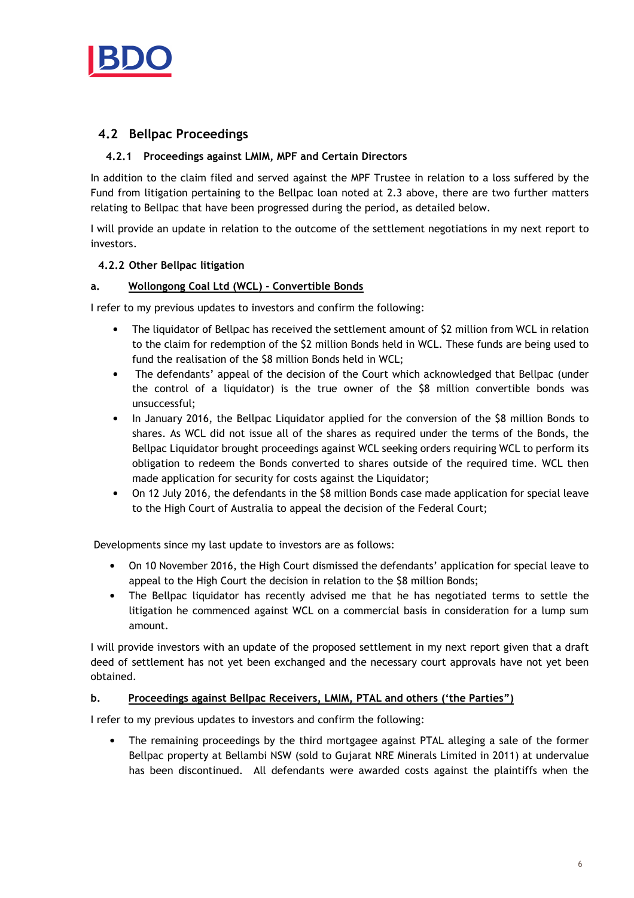## 4.2 Bellpac Proceedings

### 4.2.1 Proceedings against LMIM, MPF and Certain Directors

In addition to the claim filed and served against the MPF Trustee in relation to a loss suffered by the Fund from litigation pertaining to the Bellpac loan noted at 2.3 above, there are two further matters relating to Bellpac that have been progressed during the period, as detailed below.

I will provide an update in relation to the outcome of the settlement negotiations in my next report to investors.

### 4.2.2 Other Bellpac litigation

**a. Wollongong Coal Ltd (WCL) - Convertible Bonds**

I refer to my previous updates to investors and confirm the following:

- The liquidator of Bellpac has received the settlement amount of $2 million from WCL in relation to the claim for redemption of the $2 million Bonds held in WCL. These funds are being used to fund the realisation of the $8 million Bonds held in WCL;
- The defendants' appeal of the decision of the Court which acknowledged that Bellpac (under the control of a liquidator) is the true owner of the $8 million convertible bonds was unsuccessful;
- In January 2016, the Bellpac Liquidator applied for the conversion of the $8 million Bonds to shares. As WCL did not issue all of the shares as required under the terms of the Bonds, the Bellpac Liquidator brought proceedings against WCL seeking orders requiring WCL to perform its obligation to redeem the Bonds converted to shares outside of the required time. WCL then made application for security for costs against the Liquidator;
- On 12 July 2016, the defendants in the $8 million Bonds case made application for special leave to the High Court of Australia to appeal the decision of the Federal Court;

Developments since my last update to investors are as follows:

- On 10 November 2016, the High Court dismissed the defendants' application for special leave to appeal to the High Court the decision in relation to the $8 million Bonds;
- The Bellpac liquidator has recently advised me that he has negotiated terms to settle the litigation he commenced against WCL on a commercial basis in consideration for a lump sum amount.

I will provide investors with an update of the proposed settlement in my next report given that a draft deed of settlement has not yet been exchanged and the necessary court approvals have not yet been obtained.

**b. Proceedings against Bellpac Receivers, LMIM, PTAL and others ('the Parties")**

I refer to my previous updates to investors and confirm the following:

- The remaining proceedings by the third mortgagee against PTAL alleging a sale of the former Bellpac property at Bellambi NSW (sold to Gujarat NRE Minerals Limited in 2011) at undervalue has been discontinued. All defendants were awarded costs against the plaintiffs when the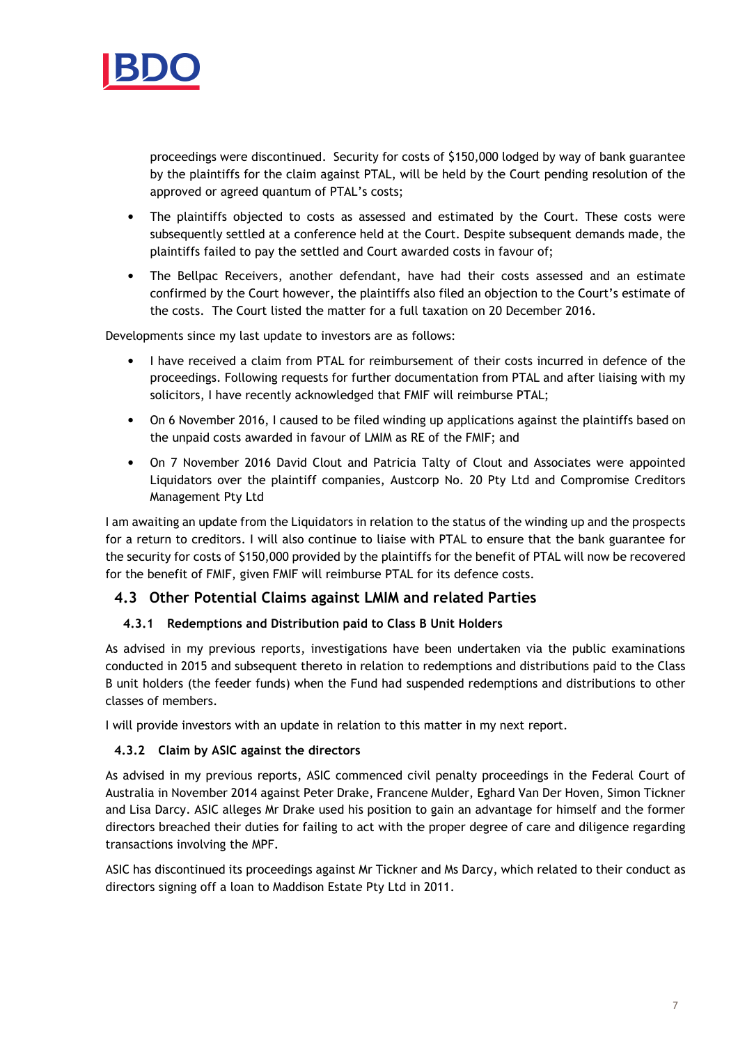proceedings were discontinued. Security for costs of $150,000 lodged by way of bank guarantee by the plaintiffs for the claim against PTAL, will be held by the Court pending resolution of the approved or agreed quantum of PTAL's costs;

- The plaintiffs objected to costs as assessed and estimated by the Court. These costs were subsequently settled at a conference held at the Court. Despite subsequent demands made, the plaintiffs failed to pay the settled and Court awarded costs in favour of;
- The Bellpac Receivers, another defendant, have had their costs assessed and an estimate confirmed by the Court however, the plaintiffs also filed an objection to the Court's estimate of the costs. The Court listed the matter for a full taxation on 20 December 2016.

Developments since my last update to investors are as follows:

- I have received a claim from PTAL for reimbursement of their costs incurred in defence of the proceedings. Following requests for further documentation from PTAL and after liaising with my solicitors, I have recently acknowledged that FMIF will reimburse PTAL;
- On 6 November 2016, I caused to be filed winding up applications against the plaintiffs based on the unpaid costs awarded in favour of LMIM as RE of the FMIF; and
- On 7 November 2016 David Clout and Patricia Talty of Clout and Associates were appointed Liquidators over the plaintiff companies, Austcorp No. 20 Pty Ltd and Compromise Creditors Management Pty Ltd

I am awaiting an update from the Liquidators in relation to the status of the winding up and the prospects for a return to creditors. I will also continue to liaise with PTAL to ensure that the bank guarantee for the security for costs of $150,000 provided by the plaintiffs for the benefit of PTAL will now be recovered for the benefit of FMIF, given FMIF will reimburse PTAL for its defence costs.

## 4.3 Other Potential Claims against LMIM and related Parties

### 4.3.1 Redemptions and Distribution paid to Class B Unit Holders

As advised in my previous reports, investigations have been undertaken via the public examinations conducted in 2015 and subsequent thereto in relation to redemptions and distributions paid to the Class B unit holders (the feeder funds) when the Fund had suspended redemptions and distributions to other classes of members.

I will provide investors with an update in relation to this matter in my next report.

### 4.3.2 Claim by ASIC against the directors

As advised in my previous reports, ASIC commenced civil penalty proceedings in the Federal Court of Australia in November 2014 against Peter Drake, Francene Mulder, Eghard Van Der Hoven, Simon Tickner and Lisa Darcy. ASIC alleges Mr Drake used his position to gain an advantage for himself and the former directors breached their duties for failing to act with the proper degree of care and diligence regarding transactions involving the MPF.

ASIC has discontinued its proceedings against Mr Tickner and Ms Darcy, which related to their conduct as directors signing off a loan to Maddison Estate Pty Ltd in 2011.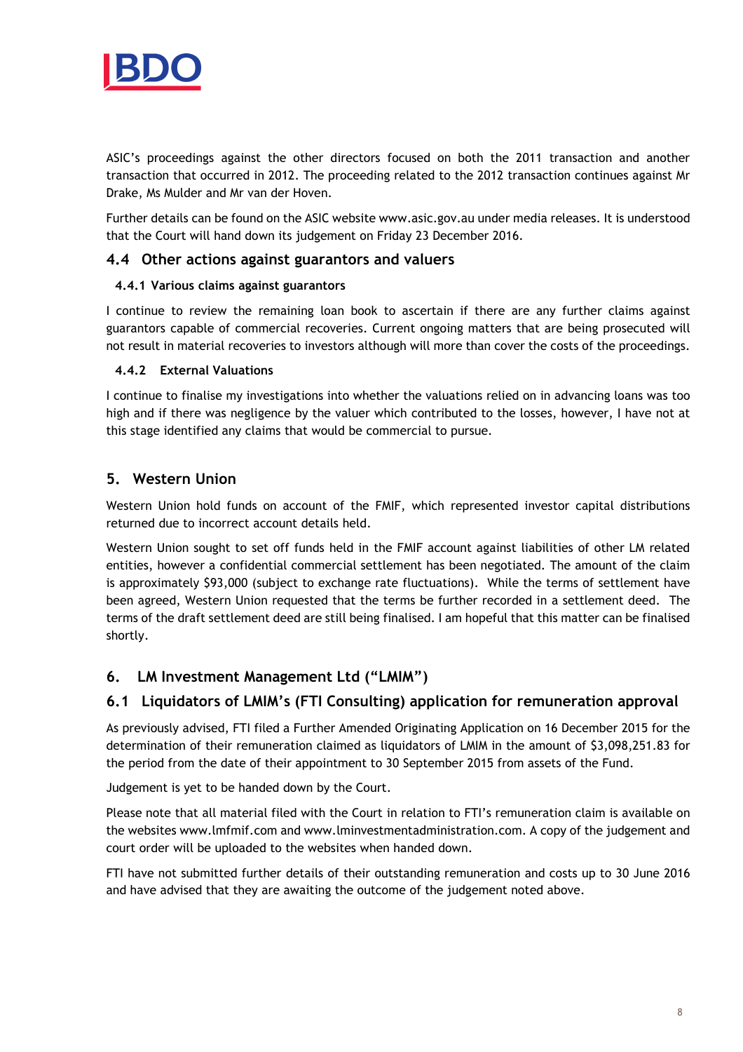ASIC's proceedings against the other directors focused on both the 2011 transaction and another transaction that occurred in 2012. The proceeding related to the 2012 transaction continues against Mr Drake, Ms Mulder and Mr van der Hoven.

Further details can be found on the ASIC website www.asic.gov.au under media releases. It is understood that the Court will hand down its judgement on Friday 23 December 2016.

### 4.4 Other actions against guarantors and valuers

#### 4.4.1 Various claims against guarantors

I continue to review the remaining loan book to ascertain if there are any further claims against guarantors capable of commercial recoveries. Current ongoing matters that are being prosecuted will not result in material recoveries to investors although will more than cover the costs of the proceedings.

#### 4.4.2 External Valuations

I continue to finalise my investigations into whether the valuations relied on in advancing loans was too high and if there was negligence by the valuer which contributed to the losses, however, I have not at this stage identified any claims that would be commercial to pursue.

## 5. Western Union

Western Union hold funds on account of the FMIF, which represented investor capital distributions returned due to incorrect account details held.

Western Union sought to set off funds held in the FMIF account against liabilities of other LM related entities, however a confidential commercial settlement has been negotiated. The amount of the claim is approximately $93,000 (subject to exchange rate fluctuations). While the terms of settlement have been agreed, Western Union requested that the terms be further recorded in a settlement deed. The terms of the draft settlement deed are still being finalised. I am hopeful that this matter can be finalised shortly.

## 6. LM Investment Management Ltd ("LMIM")

### 6.1 Liquidators of LMIM's (FTI Consulting) application for remuneration approval

As previously advised, FTI filed a Further Amended Originating Application on 16 December 2015 for the determination of their remuneration claimed as liquidators of LMIM in the amount of $3,098,251.83 for the period from the date of their appointment to 30 September 2015 from assets of the Fund.

Judgement is yet to be handed down by the Court.

Please note that all material filed with the Court in relation to FTI's remuneration claim is available on the websites www.lmfmif.com and www.lminvestmentadministration.com. A copy of the judgement and court order will be uploaded to the websites when handed down.

FTI have not submitted further details of their outstanding remuneration and costs up to 30 June 2016 and have advised that they are awaiting the outcome of the judgement noted above.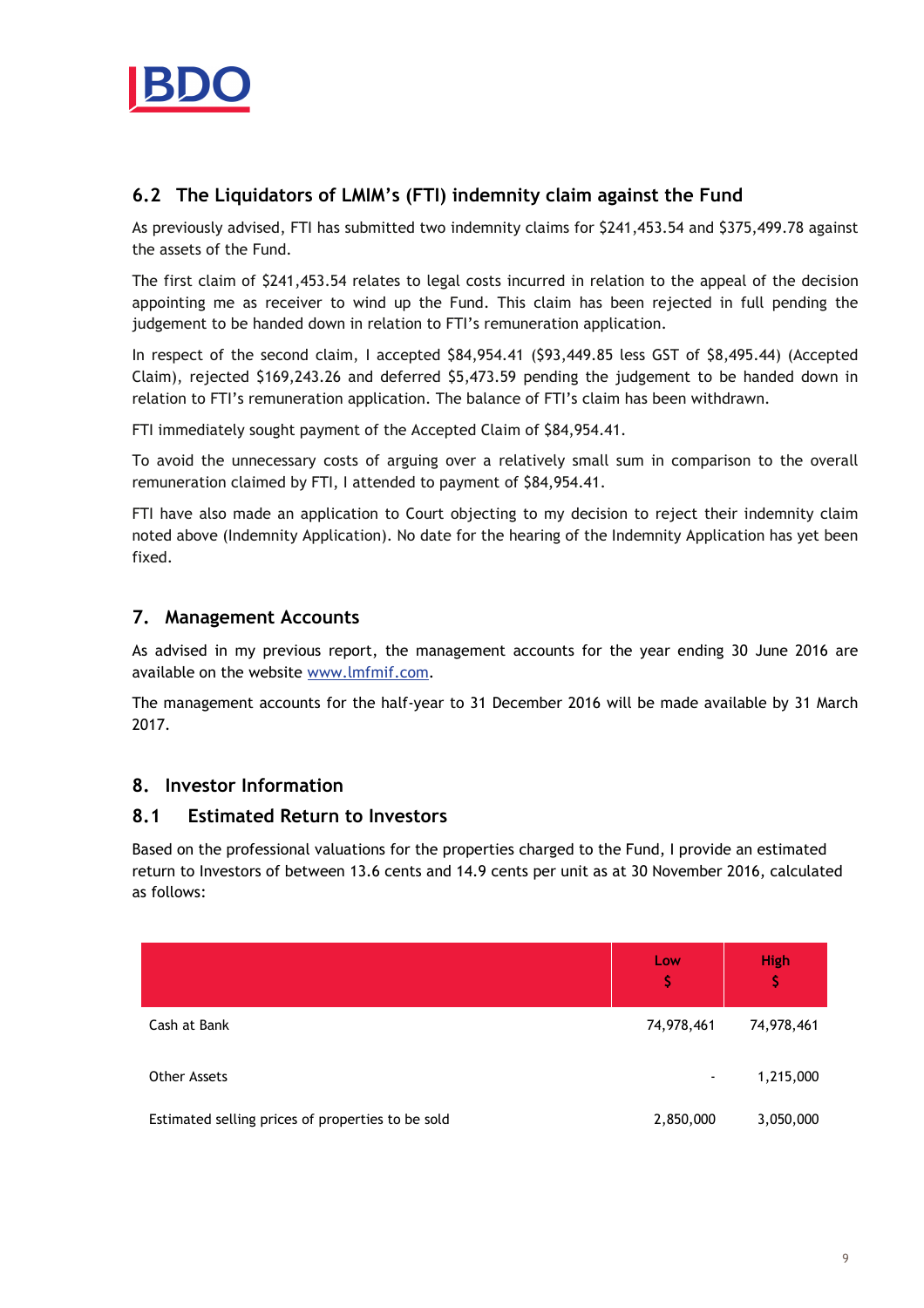## 6.2 The Liquidators of LMIM's (FTI) indemnity claim against the Fund

As previously advised, FTI has submitted two indemnity claims for $241,453.54 and $375,499.78 against the assets of the Fund.

The first claim of $241,453.54 relates to legal costs incurred in relation to the appeal of the decision appointing me as receiver to wind up the Fund. This claim has been rejected in full pending the judgement to be handed down in relation to FTI's remuneration application.

In respect of the second claim, I accepted $84,954.41 ($93,449.85 less GST of $8,495.44) (Accepted Claim), rejected $169,243.26 and deferred $5,473.59 pending the judgement to be handed down in relation to FTI's remuneration application. The balance of FTI's claim has been withdrawn.

FTI immediately sought payment of the Accepted Claim of $84,954.41.

To avoid the unnecessary costs of arguing over a relatively small sum in comparison to the overall remuneration claimed by FTI, I attended to payment of $84,954.41.

FTI have also made an application to Court objecting to my decision to reject their indemnity claim noted above (Indemnity Application). No date for the hearing of the Indemnity Application has yet been fixed.

# 7. Management Accounts

As advised in my previous report, the management accounts for the year ending 30 June 2016 are available on the website www.lmfmif.com.

The management accounts for the half-year to 31 December 2016 will be made available by 31 March 2017.

# 8. Investor Information

## 8.1 Estimated Return to Investors

Based on the professional valuations for the properties charged to the Fund, I provide an estimated return to Investors of between 13.6 cents and 14.9 cents per unit as at 30 November 2016, calculated as follows:

| | Low $ | High $ |
|---|---|---|
| Cash at Bank | 74,978,461 | 74,978,461 |
| Other Assets | - | 1,215,000 |
| Estimated selling prices of properties to be sold | 2,850,000 | 3,050,000 |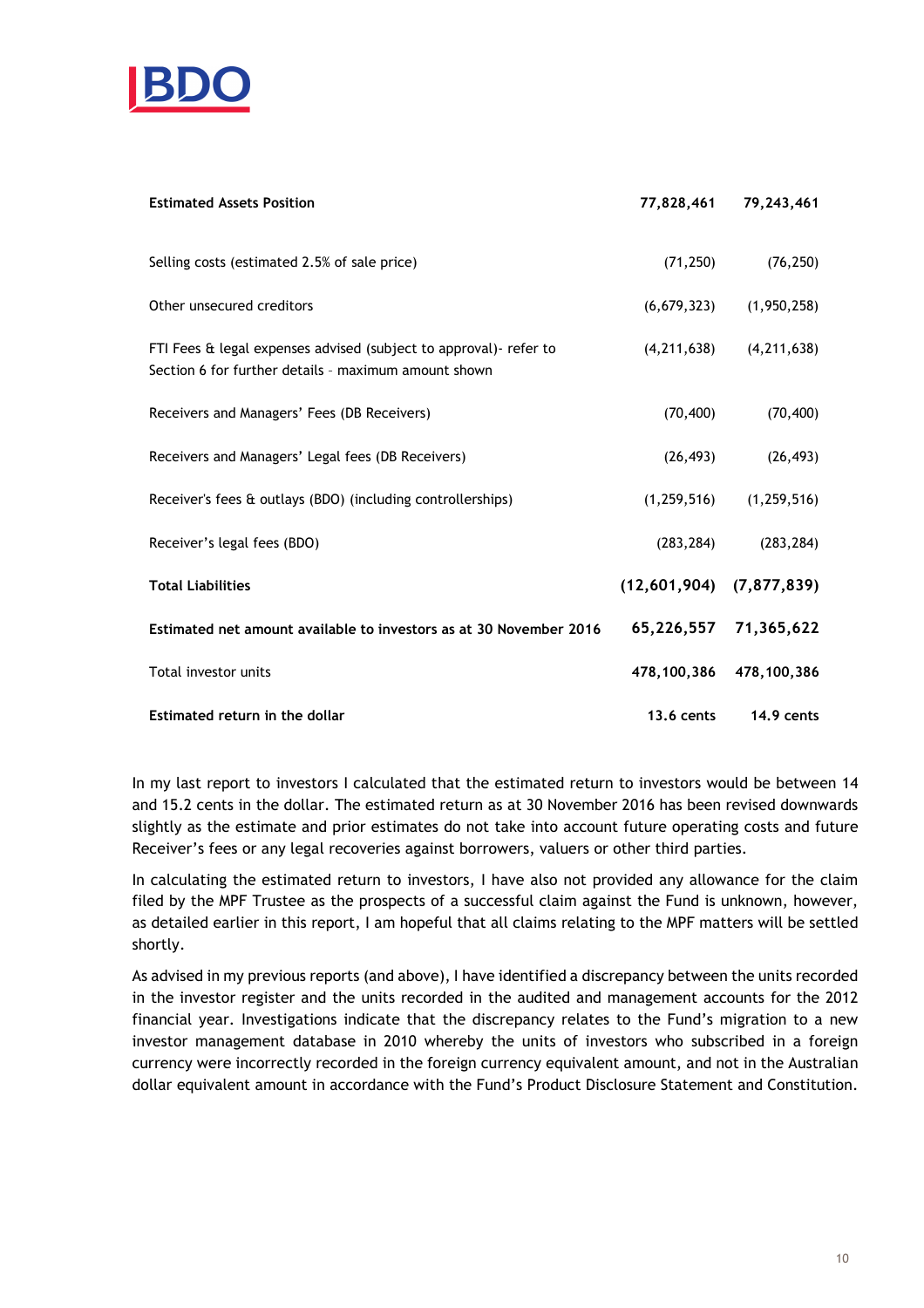| | | |
|---|---|---|
| **Estimated Assets Position** | **77,828,461** | **79,243,461** |
| Selling costs (estimated 2.5% of sale price) | (71,250) | (76,250) |
| Other unsecured creditors | (6,679,323) | (1,950,258) |
| FTI Fees & legal expenses advised (subject to approval)- refer to Section 6 for further details - maximum amount shown | (4,211,638) | (4,211,638) |
| Receivers and Managers' Fees (DB Receivers) | (70,400) | (70,400) |
| Receivers and Managers' Legal fees (DB Receivers) | (26,493) | (26,493) |
| Receiver's fees & outlays (BDO) (including controllerships) | (1,259,516) | (1,259,516) |
| Receiver's legal fees (BDO) | (283,284) | (283,284) |
| **Total Liabilities** | **(12,601,904)** | **(7,877,839)** |
| **Estimated net amount available to investors as at 30 November 2016** | **65,226,557** | **71,365,622** |
| Total investor units | **478,100,386** | **478,100,386** |
| **Estimated return in the dollar** | **13.6 cents** | **14.9 cents** |

In my last report to investors I calculated that the estimated return to investors would be between 14 and 15.2 cents in the dollar. The estimated return as at 30 November 2016 has been revised downwards slightly as the estimate and prior estimates do not take into account future operating costs and future Receiver's fees or any legal recoveries against borrowers, valuers or other third parties.

In calculating the estimated return to investors, I have also not provided any allowance for the claim filed by the MPF Trustee as the prospects of a successful claim against the Fund is unknown, however, as detailed earlier in this report, I am hopeful that all claims relating to the MPF matters will be settled shortly.

As advised in my previous reports (and above), I have identified a discrepancy between the units recorded in the investor register and the units recorded in the audited and management accounts for the 2012 financial year. Investigations indicate that the discrepancy relates to the Fund's migration to a new investor management database in 2010 whereby the units of investors who subscribed in a foreign currency were incorrectly recorded in the foreign currency equivalent amount, and not in the Australian dollar equivalent amount in accordance with the Fund's Product Disclosure Statement and Constitution.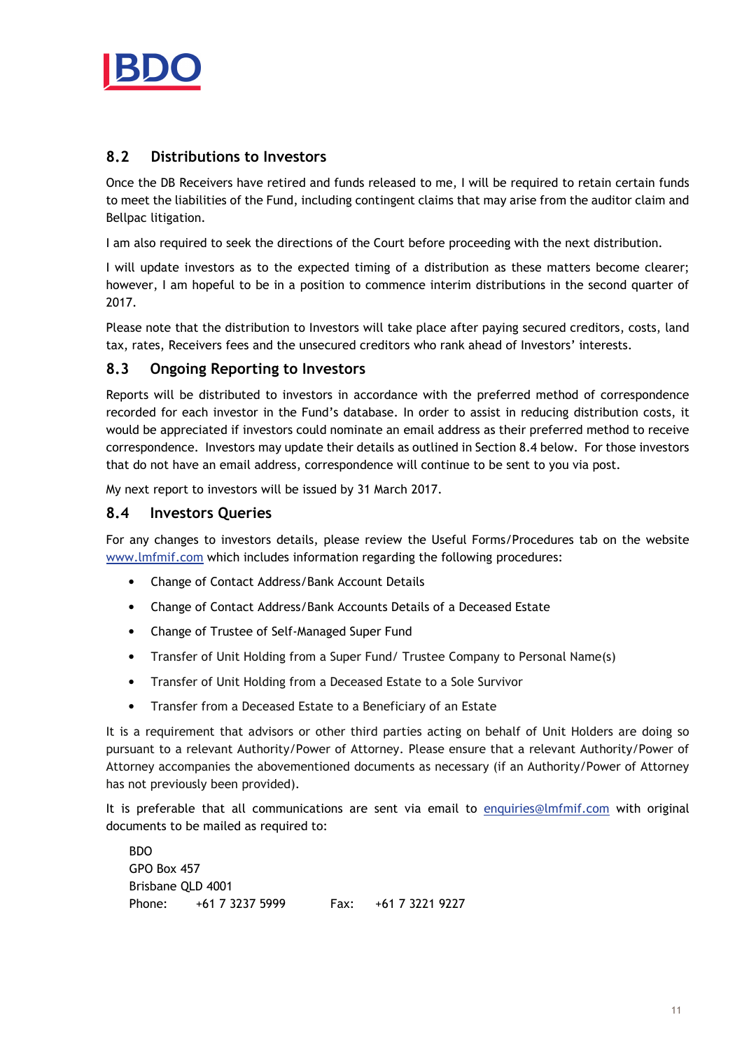## 8.2 Distributions to Investors

Once the DB Receivers have retired and funds released to me, I will be required to retain certain funds to meet the liabilities of the Fund, including contingent claims that may arise from the auditor claim and Bellpac litigation.

I am also required to seek the directions of the Court before proceeding with the next distribution.

I will update investors as to the expected timing of a distribution as these matters become clearer; however, I am hopeful to be in a position to commence interim distributions in the second quarter of 2017.

Please note that the distribution to Investors will take place after paying secured creditors, costs, land tax, rates, Receivers fees and the unsecured creditors who rank ahead of Investors' interests.

## 8.3 Ongoing Reporting to Investors

Reports will be distributed to investors in accordance with the preferred method of correspondence recorded for each investor in the Fund's database. In order to assist in reducing distribution costs, it would be appreciated if investors could nominate an email address as their preferred method to receive correspondence. Investors may update their details as outlined in Section 8.4 below. For those investors that do not have an email address, correspondence will continue to be sent to you via post.

My next report to investors will be issued by 31 March 2017.

## 8.4 Investors Queries

For any changes to investors details, please review the Useful Forms/Procedures tab on the website [www.lmfmif.com](http://www.lmfmif.com) which includes information regarding the following procedures:

- Change of Contact Address/Bank Account Details
- Change of Contact Address/Bank Accounts Details of a Deceased Estate
- Change of Trustee of Self-Managed Super Fund
- Transfer of Unit Holding from a Super Fund/ Trustee Company to Personal Name(s)
- Transfer of Unit Holding from a Deceased Estate to a Sole Survivor
- Transfer from a Deceased Estate to a Beneficiary of an Estate

It is a requirement that advisors or other third parties acting on behalf of Unit Holders are doing so pursuant to a relevant Authority/Power of Attorney. Please ensure that a relevant Authority/Power of Attorney accompanies the abovementioned documents as necessary (if an Authority/Power of Attorney has not previously been provided).

It is preferable that all communications are sent via email to [enquiries@lmfmif.com](mailto:enquiries@lmfmif.com) with original documents to be mailed as required to:

BDO
GPO Box 457
Brisbane QLD 4001
Phone: +61 7 3237 5999 Fax: +61 7 3221 9227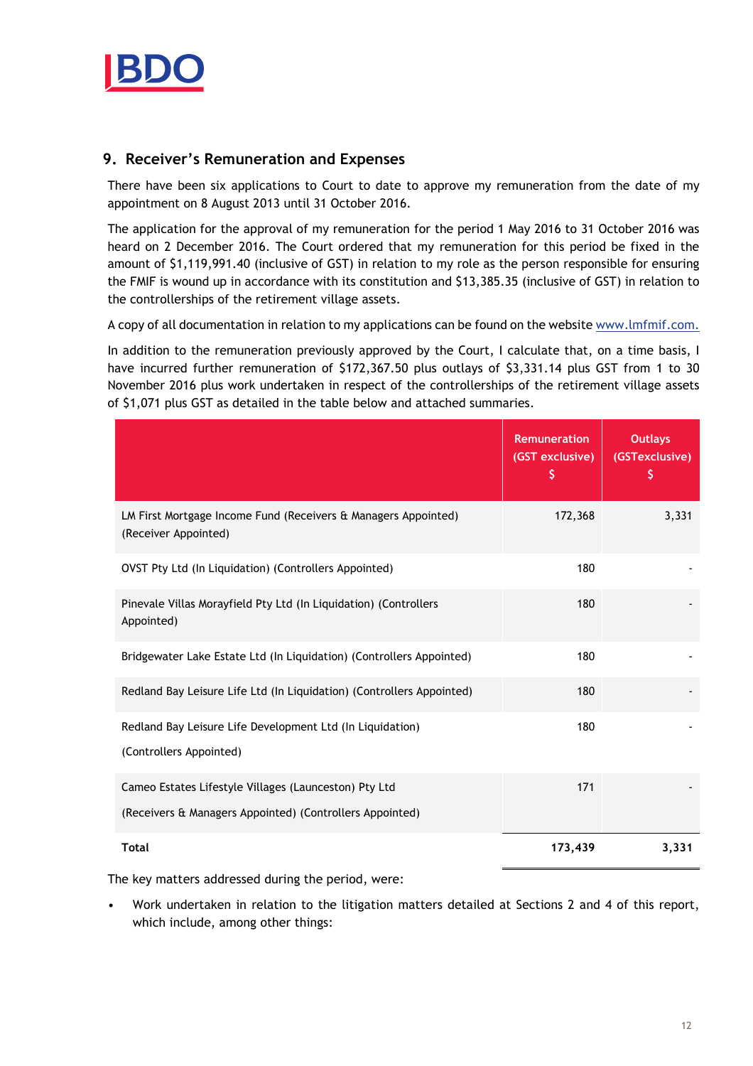## 9. Receiver's Remuneration and Expenses

There have been six applications to Court to date to approve my remuneration from the date of my appointment on 8 August 2013 until 31 October 2016.

The application for the approval of my remuneration for the period 1 May 2016 to 31 October 2016 was heard on 2 December 2016. The Court ordered that my remuneration for this period be fixed in the amount of $1,119,991.40 (inclusive of GST) in relation to my role as the person responsible for ensuring the FMIF is wound up in accordance with its constitution and $13,385.35 (inclusive of GST) in relation to the controllerships of the retirement village assets.

A copy of all documentation in relation to my applications can be found on the website www.lmfmif.com.

In addition to the remuneration previously approved by the Court, I calculate that, on a time basis, I have incurred further remuneration of $172,367.50 plus outlays of $3,331.14 plus GST from 1 to 30 November 2016 plus work undertaken in respect of the controllerships of the retirement village assets of $1,071 plus GST as detailed in the table below and attached summaries.

| | Remuneration (GST exclusive) $ | Outlays (GSTexclusive) $ |
|---|---|---|
| LM First Mortgage Income Fund (Receivers & Managers Appointed) (Receiver Appointed) | 172,368 | 3,331 |
| OVST Pty Ltd (In Liquidation) (Controllers Appointed) | 180 | - |
| Pinevale Villas Morayfield Pty Ltd (In Liquidation) (Controllers Appointed) | 180 | - |
| Bridgewater Lake Estate Ltd (In Liquidation) (Controllers Appointed) | 180 | - |
| Redland Bay Leisure Life Ltd (In Liquidation) (Controllers Appointed) | 180 | - |
| Redland Bay Leisure Life Development Ltd (In Liquidation) (Controllers Appointed) | 180 | - |
| Cameo Estates Lifestyle Villages (Launceston) Pty Ltd (Receivers & Managers Appointed) (Controllers Appointed) | 171 | - |
| **Total** | **173,439** | **3,331** |

The key matters addressed during the period, were:

- Work undertaken in relation to the litigation matters detailed at Sections 2 and 4 of this report, which include, among other things: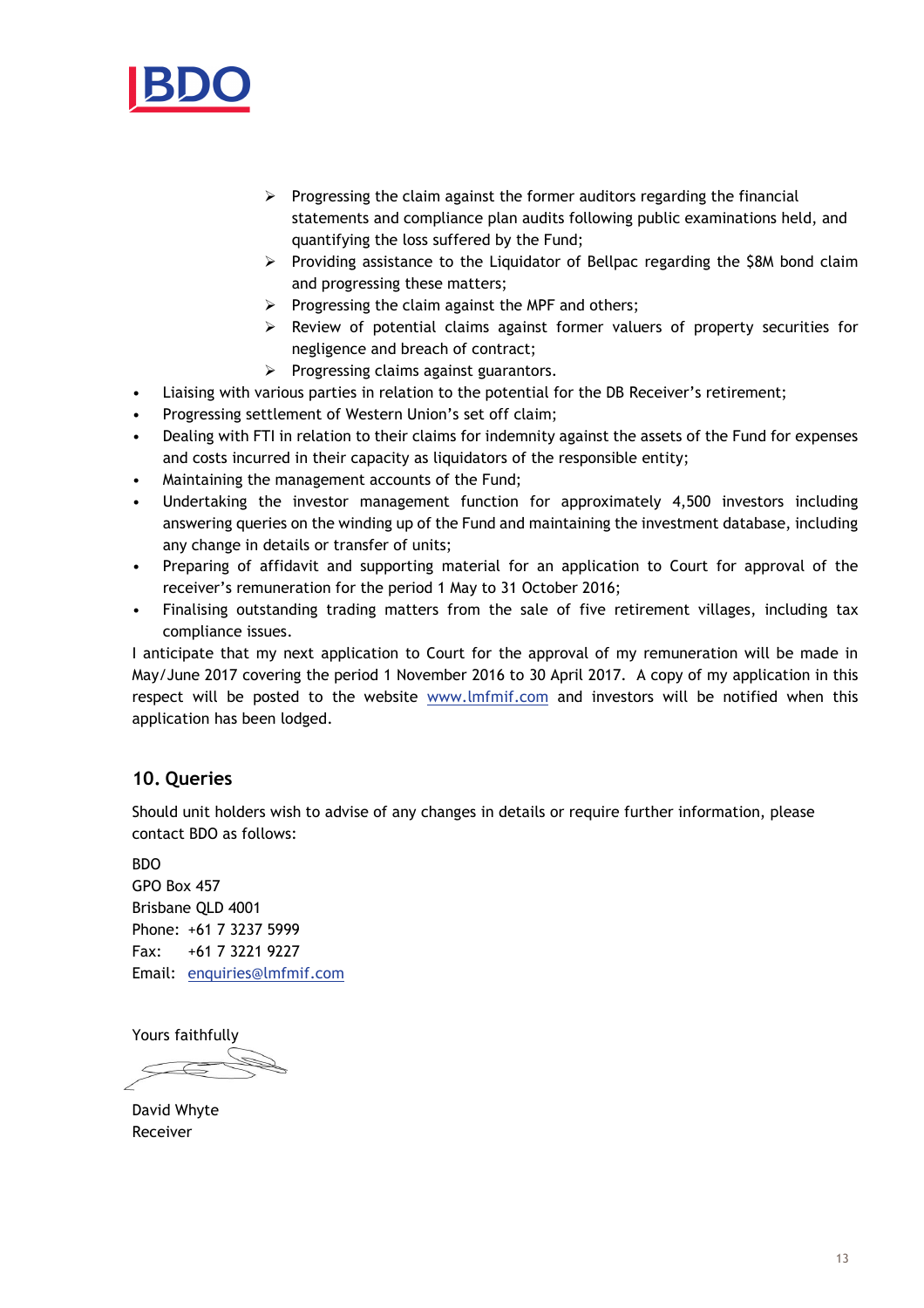- Progressing the claim against the former auditors regarding the financial statements and compliance plan audits following public examinations held, and quantifying the loss suffered by the Fund;
  - Providing assistance to the Liquidator of Bellpac regarding the $8M bond claim and progressing these matters;
  - Progressing the claim against the MPF and others;
  - Review of potential claims against former valuers of property securities for negligence and breach of contract;
  - Progressing claims against guarantors.
- Liaising with various parties in relation to the potential for the DB Receiver's retirement;
- Progressing settlement of Western Union's set off claim;
- Dealing with FTI in relation to their claims for indemnity against the assets of the Fund for expenses and costs incurred in their capacity as liquidators of the responsible entity;
- Maintaining the management accounts of the Fund;
- Undertaking the investor management function for approximately 4,500 investors including answering queries on the winding up of the Fund and maintaining the investment database, including any change in details or transfer of units;
- Preparing of affidavit and supporting material for an application to Court for approval of the receiver's remuneration for the period 1 May to 31 October 2016;
- Finalising outstanding trading matters from the sale of five retirement villages, including tax compliance issues.

I anticipate that my next application to Court for the approval of my remuneration will be made in May/June 2017 covering the period 1 November 2016 to 30 April 2017. A copy of my application in this respect will be posted to the website www.lmfmif.com and investors will be notified when this application has been lodged.

## 10. Queries

Should unit holders wish to advise of any changes in details or require further information, please contact BDO as follows:

BDO
GPO Box 457
Brisbane QLD 4001
Phone: +61 7 3237 5999
Fax: +61 7 3221 9227
Email: enquiries@lmfmif.com

Yours faithfully

David Whyte
Receiver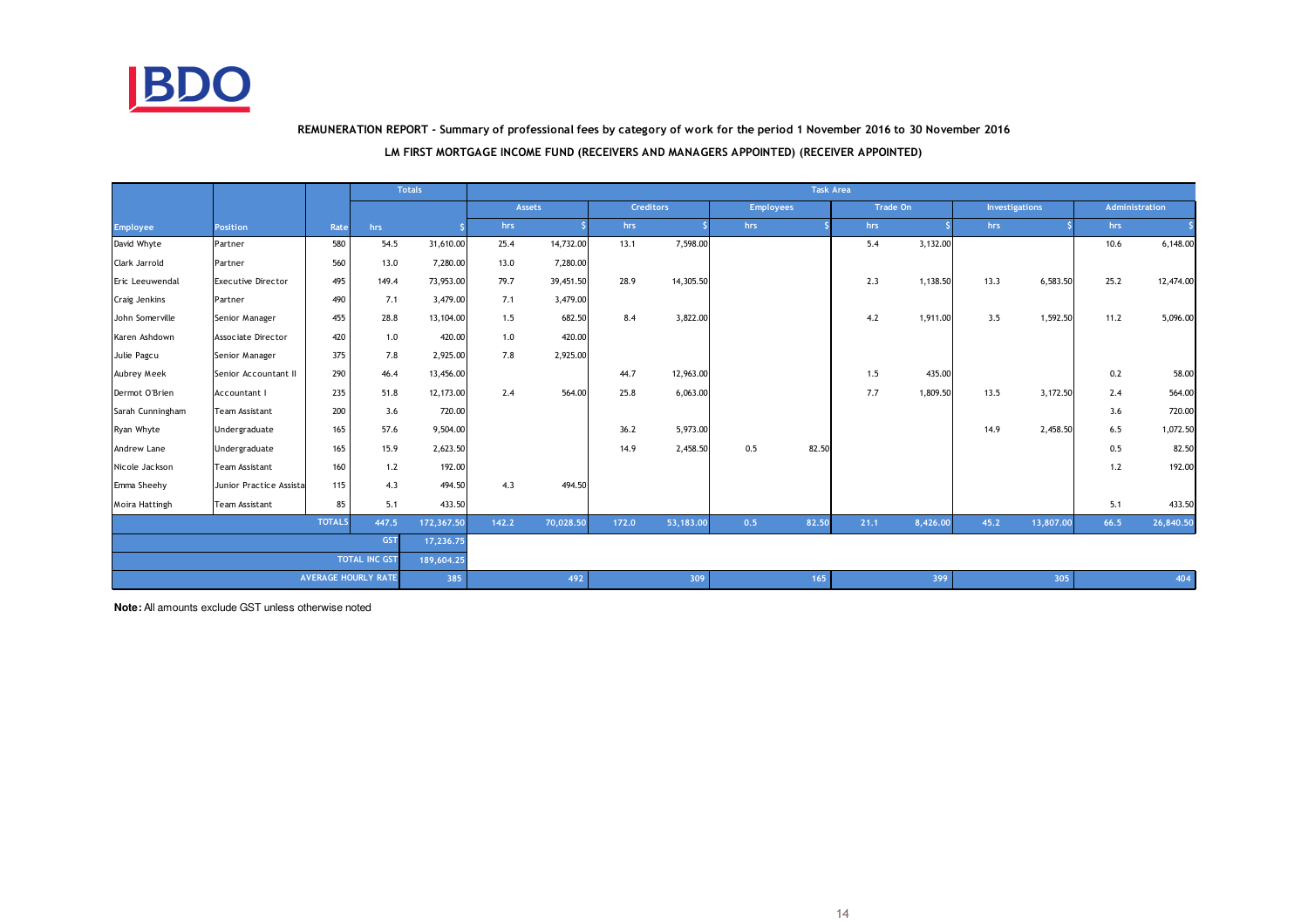BDO

**REMUNERATION REPORT - Summary of professional fees by category of work for the period 1 November 2016 to 30 November 2016**

**LM FIRST MORTGAGE INCOME FUND (RECEIVERS AND MANAGERS APPOINTED) (RECEIVER APPOINTED)**

| | | | Totals | | Task Area | | | | | | | | | | | |
|---|---|---|---|---|---|---|---|---|---|---|---|---|---|---|---|---|
| | | | | | Assets | | Creditors | | Employees | | Trade On | | Investigations | | Administration | |
| Employee | Position | Rate | hrs | $ | hrs | $ | hrs | $ | hrs | $ | hrs | $ | hrs | $ | hrs | $ |
| David Whyte | Partner | 580 | 54.5 | 31,610.00 | 25.4 | 14,732.00 | 13.1 | 7,598.00 | | | 5.4 | 3,132.00 | | | 10.6 | 6,148.00 |
| Clark Jarrold | Partner | 560 | 13.0 | 7,280.00 | 13.0 | 7,280.00 | | | | | | | | | | |
| Eric Leeuwendal | Executive Director | 495 | 149.4 | 73,953.00 | 79.7 | 39,451.50 | 28.9 | 14,305.50 | | | 2.3 | 1,138.50 | 13.3 | 6,583.50 | 25.2 | 12,474.00 |
| Craig Jenkins | Partner | 490 | 7.1 | 3,479.00 | 7.1 | 3,479.00 | | | | | | | | | | |
| John Somerville | Senior Manager | 455 | 28.8 | 13,104.00 | 1.5 | 682.50 | 8.4 | 3,822.00 | | | 4.2 | 1,911.00 | 3.5 | 1,592.50 | 11.2 | 5,096.00 |
| Karen Ashdown | Associate Director | 420 | 1.0 | 420.00 | 1.0 | 420.00 | | | | | | | | | | |
| Julie Pagcu | Senior Manager | 375 | 7.8 | 2,925.00 | 7.8 | 2,925.00 | | | | | | | | | | |
| Aubrey Meek | Senior Accountant II | 290 | 46.4 | 13,456.00 | | | 44.7 | 12,963.00 | | | 1.5 | 435.00 | | | 0.2 | 58.00 |
| Dermot O'Brien | Accountant I | 235 | 51.8 | 12,173.00 | 2.4 | 564.00 | 25.8 | 6,063.00 | | | 7.7 | 1,809.50 | 13.5 | 3,172.50 | 2.4 | 564.00 |
| Sarah Cunningham | Team Assistant | 200 | 3.6 | 720.00 | | | | | | | | | | | 3.6 | 720.00 |
| Ryan Whyte | Undergraduate | 165 | 57.6 | 9,504.00 | | | 36.2 | 5,973.00 | | | | | 14.9 | 2,458.50 | 6.5 | 1,072.50 |
| Andrew Lane | Undergraduate | 165 | 15.9 | 2,623.50 | | | 14.9 | 2,458.50 | 0.5 | 82.50 | | | | | 0.5 | 82.50 |
| Nicole Jackson | Team Assistant | 160 | 1.2 | 192.00 | | | | | | | | | | | 1.2 | 192.00 |
| Emma Sheehy | Junior Practice Assista | 115 | 4.3 | 494.50 | 4.3 | 494.50 | | | | | | | | | | |
| Moira Hattingh | Team Assistant | 85 | 5.1 | 433.50 | | | | | | | | | | | 5.1 | 433.50 |
| | | TOTALS | 447.5 | 172,367.50 | 142.2 | 70,028.50 | 172.0 | 53,183.00 | 0.5 | 82.50 | 21.1 | 8,426.00 | 45.2 | 13,807.00 | 66.5 | 26,840.50 |
| | | | GST | 17,236.75 | | | | | | | | | | | | |
| | | | TOTAL INC GST | 189,604.25 | | | | | | | | | | | | |
| | | | AVERAGE HOURLY RATE | 385 | | 492 | | 309 | | 165 | | 399 | | 305 | | 404 |

**Note:** All amounts exclude GST unless otherwise noted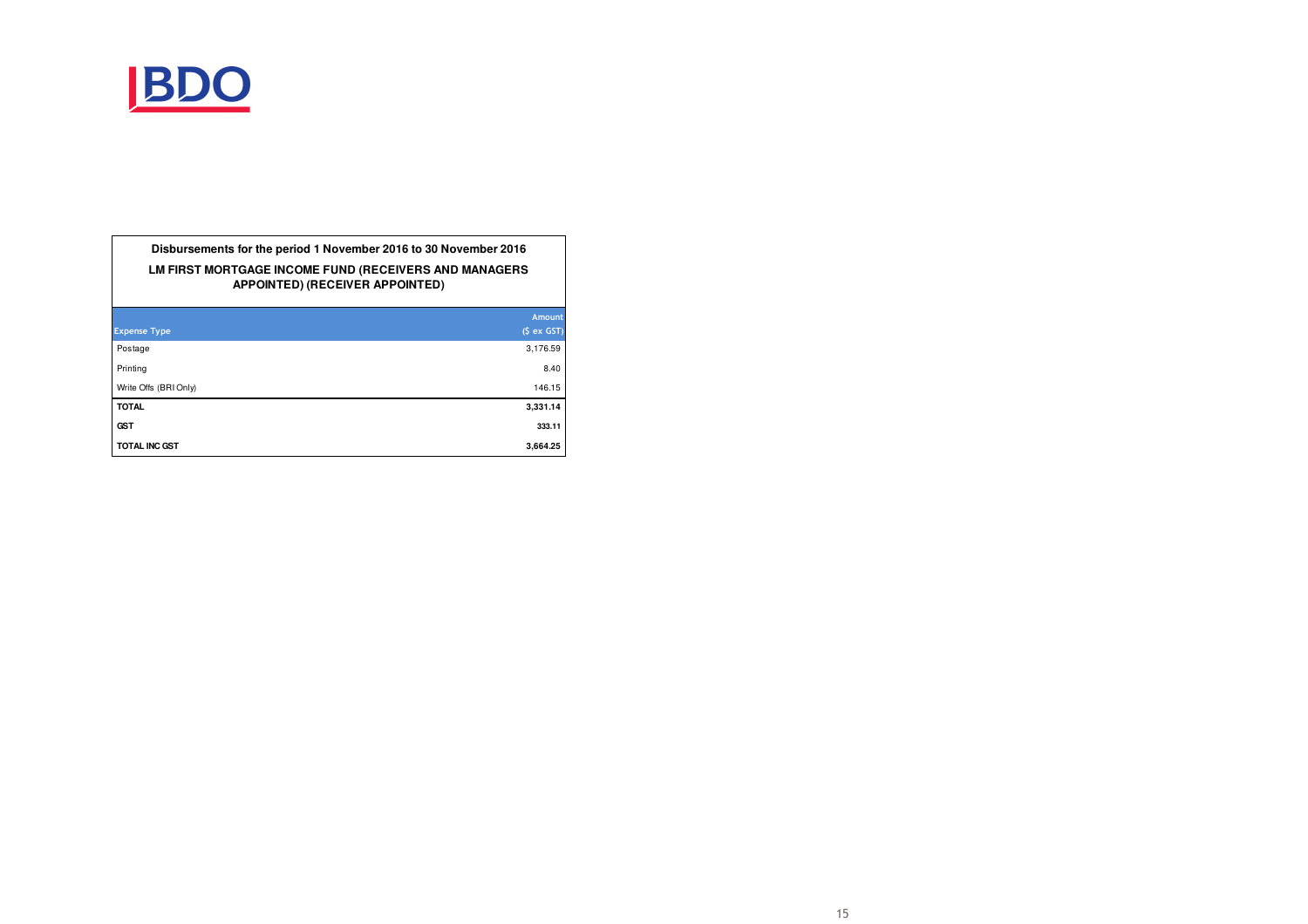**Disbursements for the period 1 November 2016 to 30 November 2016**

**LM FIRST MORTGAGE INCOME FUND (RECEIVERS AND MANAGERS APPOINTED) (RECEIVER APPOINTED)**

| Expense Type | Amount ($ ex GST) |
|---|---:|
| Postage | 3,176.59 |
| Printing | 8.40 |
| Write Offs (BRI Only) | 146.15 |
| **TOTAL** | **3,331.14** |
| **GST** | **333.11** |
| **TOTAL INC GST** | **3,664.25** |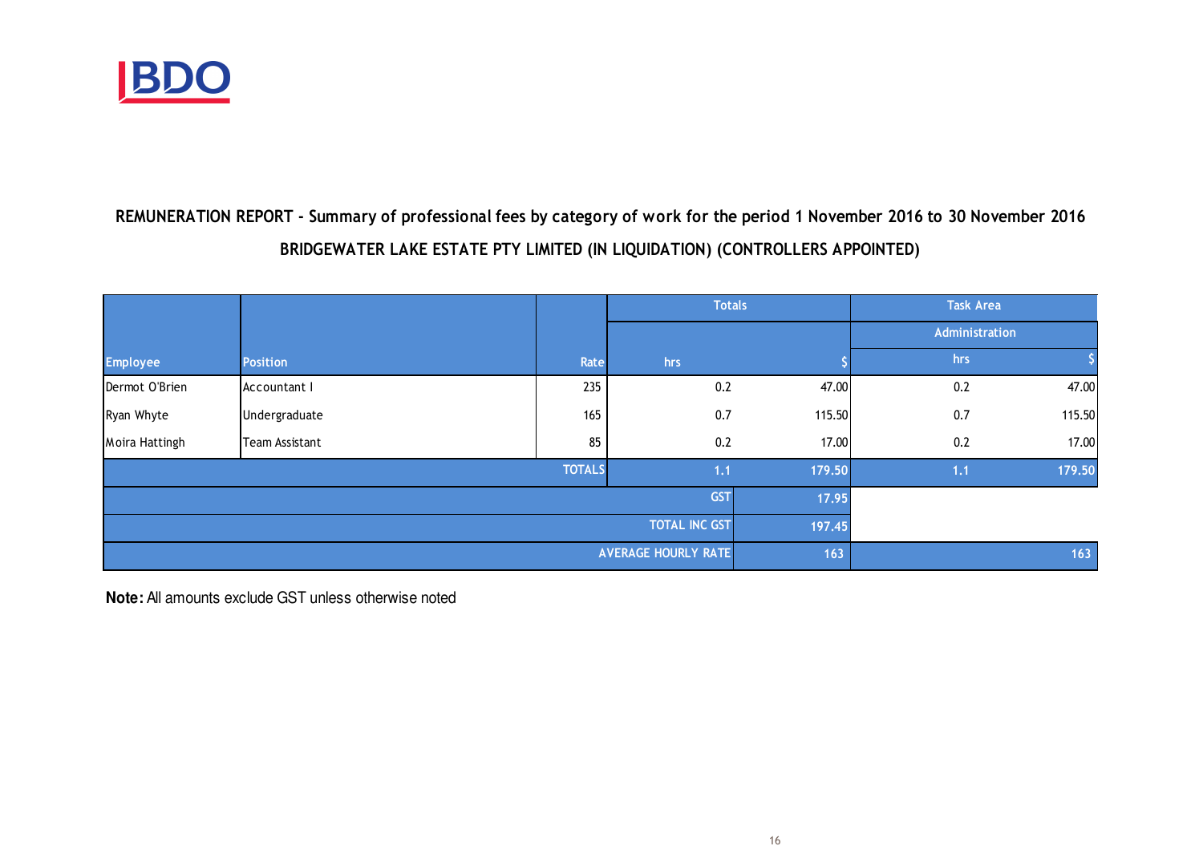## REMUNERATION REPORT - Summary of professional fees by category of work for the period 1 November 2016 to 30 November 2016

## BRIDGEWATER LAKE ESTATE PTY LIMITED (IN LIQUIDATION) (CONTROLLERS APPOINTED)

| | | | Totals | | Task Area | |
|---|---|---|---|---|---|---|
| | | | | | Administration | |
| Employee | Position | Rate | hrs | $ | hrs | $ |
| Dermot O'Brien | Accountant I | 235 | 0.2 | 47.00 | 0.2 | 47.00 |
| Ryan Whyte | Undergraduate | 165 | 0.7 | 115.50 | 0.7 | 115.50 |
| Moira Hattingh | Team Assistant | 85 | 0.2 | 17.00 | 0.2 | 17.00 |
| | | TOTALS | 1.1 | 179.50 | 1.1 | 179.50 |
| | | | GST | 17.95 | | |
| | | | TOTAL INC GST | 197.45 | | |
| | | | AVERAGE HOURLY RATE | 163 | | 163 |

**Note:** All amounts exclude GST unless otherwise noted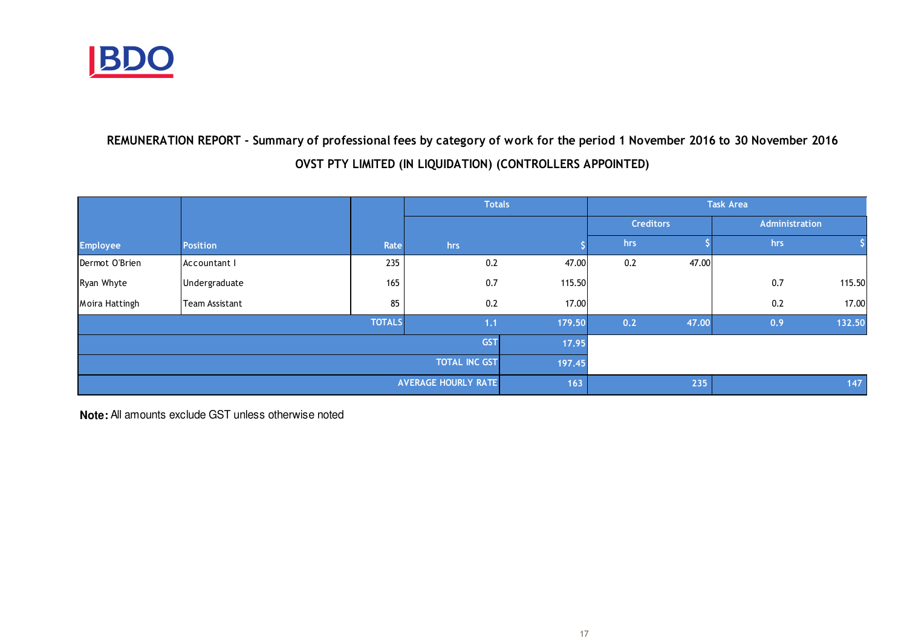**REMUNERATION REPORT - Summary of professional fees by category of work for the period 1 November 2016 to 30 November 2016**

**OVST PTY LIMITED (IN LIQUIDATION) (CONTROLLERS APPOINTED)**

| | | | Totals | | Task Area | | | |
|---|---|---|---|---|---|---|---|---|
| | | | | | Creditors | | Administration | |
| Employee | Position | Rate | hrs | $ | hrs | $ | hrs | $ |
| Dermot O'Brien | Accountant I | 235 | 0.2 | 47.00 | 0.2 | 47.00 | | |
| Ryan Whyte | Undergraduate | 165 | 0.7 | 115.50 | | | 0.7 | 115.50 |
| Moira Hattingh | Team Assistant | 85 | 0.2 | 17.00 | | | 0.2 | 17.00 |
| | | TOTALS | 1.1 | 179.50 | 0.2 | 47.00 | 0.9 | 132.50 |
| | | | GST | 17.95 | | | | |
| | | | TOTAL INC GST | 197.45 | | | | |
| | | | AVERAGE HOURLY RATE | 163 | | 235 | | 147 |

**Note:** All amounts exclude GST unless otherwise noted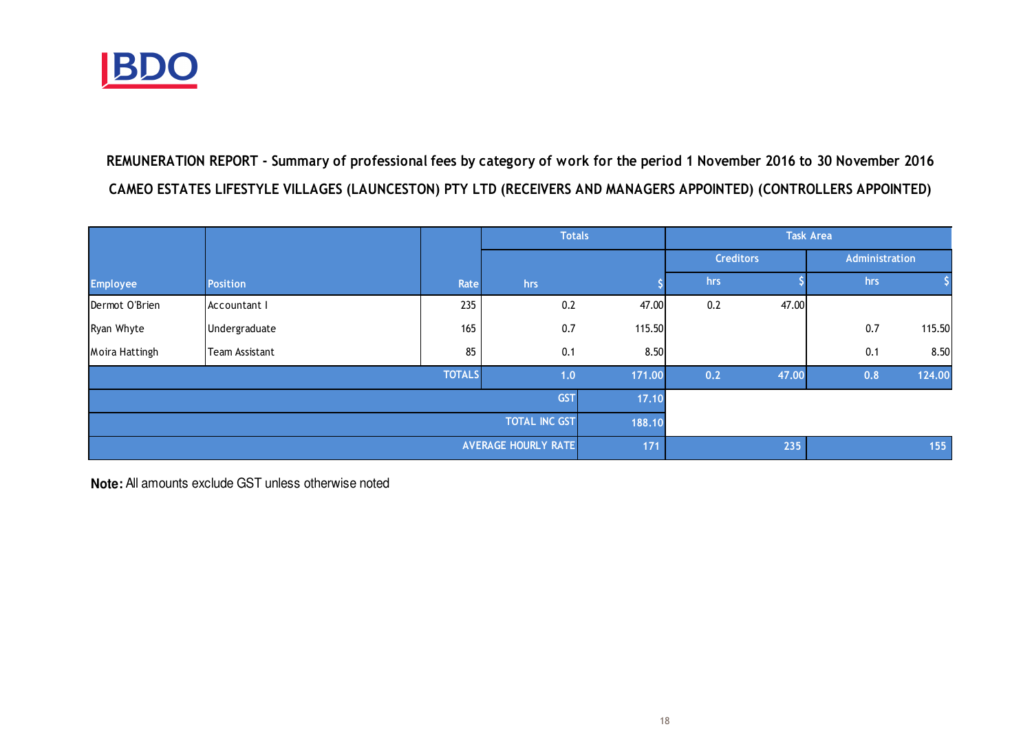**REMUNERATION REPORT - Summary of professional fees by category of work for the period 1 November 2016 to 30 November 2016**

**CAMEO ESTATES LIFESTYLE VILLAGES (LAUNCESTON) PTY LTD (RECEIVERS AND MANAGERS APPOINTED) (CONTROLLERS APPOINTED)**

| | | | Totals | | Task Area | | | |
|---|---|---|---|---|---|---|---|---|
| | | | | | Creditors | | Administration | |
| Employee | Position | Rate | hrs | $ | hrs | $ | hrs | $ |
| Dermot O'Brien | Accountant I | 235 | 0.2 | 47.00 | 0.2 | 47.00 | | |
| Ryan Whyte | Undergraduate | 165 | 0.7 | 115.50 | | | 0.7 | 115.50 |
| Moira Hattingh | Team Assistant | 85 | 0.1 | 8.50 | | | 0.1 | 8.50 |
| | | TOTALS | 1.0 | 171.00 | 0.2 | 47.00 | 0.8 | 124.00 |
| | | | GST | 17.10 | | | | |
| | | | TOTAL INC GST | 188.10 | | | | |
| | | | AVERAGE HOURLY RATE | 171 | | 235 | | 155 |

**Note:** All amounts exclude GST unless otherwise noted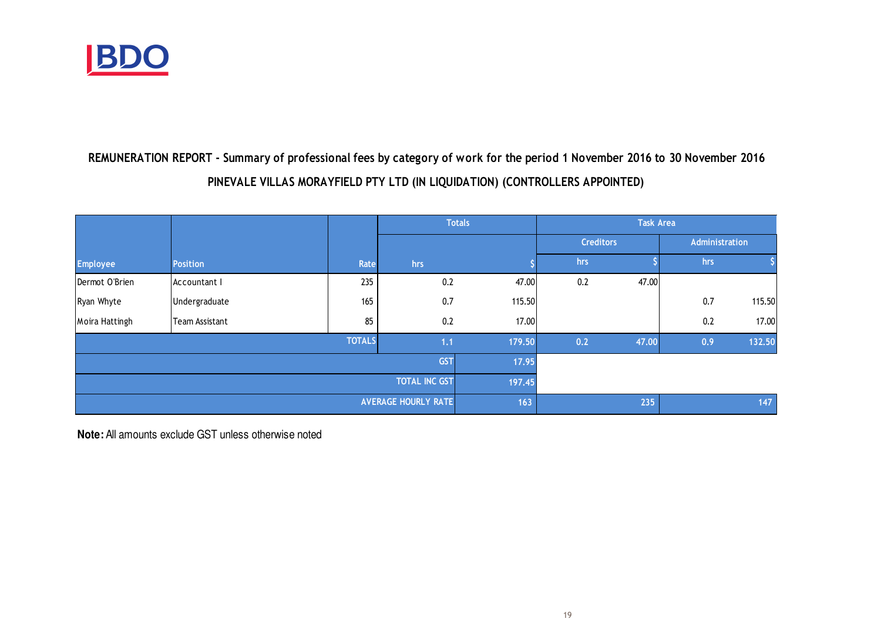BDO

## REMUNERATION REPORT - Summary of professional fees by category of work for the period 1 November 2016 to 30 November 2016

## PINEVALE VILLAS MORAYFIELD PTY LTD (IN LIQUIDATION) (CONTROLLERS APPOINTED)

| | | | Totals | | Task Area | | | |
|---|---|---|---|---|---|---|---|---|
| | | | | | Creditors | | Administration | |
| Employee | Position | Rate | hrs | $ | hrs | $ | hrs | $ |
| Dermot O'Brien | Accountant I | 235 | 0.2 | 47.00 | 0.2 | 47.00 | | |
| Ryan Whyte | Undergraduate | 165 | 0.7 | 115.50 | | | 0.7 | 115.50 |
| Moira Hattingh | Team Assistant | 85 | 0.2 | 17.00 | | | 0.2 | 17.00 |
| | | TOTALS | 1.1 | 179.50 | 0.2 | 47.00 | 0.9 | 132.50 |
| | | | GST | 17.95 | | | | |
| | | | TOTAL INC GST | 197.45 | | | | |
| | | | AVERAGE HOURLY RATE | 163 | | 235 | | 147 |

**Note:** All amounts exclude GST unless otherwise noted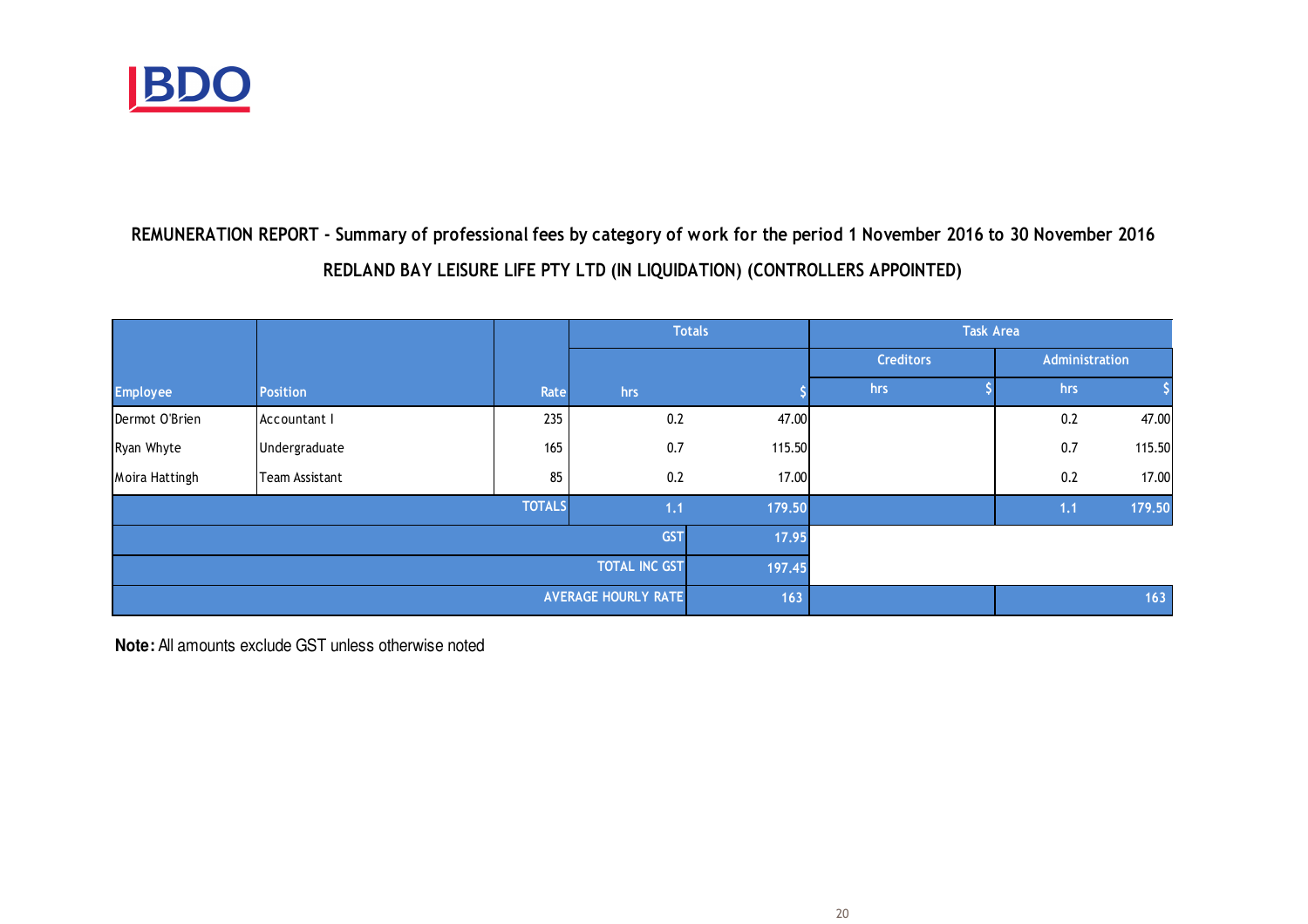## REMUNERATION REPORT - Summary of professional fees by category of work for the period 1 November 2016 to 30 November 2016

## REDLAND BAY LEISURE LIFE PTY LTD (IN LIQUIDATION) (CONTROLLERS APPOINTED)

| | | | Totals | | Task Area | | | |
|---|---|---|---|---|---|---|---|---|
| | | | | | Creditors | | Administration | |
| Employee | Position | Rate | hrs | $ | hrs | $ | hrs | $ |
| Dermot O'Brien | Accountant I | 235 | 0.2 | 47.00 | | | 0.2 | 47.00 |
| Ryan Whyte | Undergraduate | 165 | 0.7 | 115.50 | | | 0.7 | 115.50 |
| Moira Hattingh | Team Assistant | 85 | 0.2 | 17.00 | | | 0.2 | 17.00 |
| | | TOTALS | 1.1 | 179.50 | | | 1.1 | 179.50 |
| | | | GST | 17.95 | | | | |
| | | | TOTAL INC GST | 197.45 | | | | |
| | | | AVERAGE HOURLY RATE | 163 | | | | 163 |

**Note:** All amounts exclude GST unless otherwise noted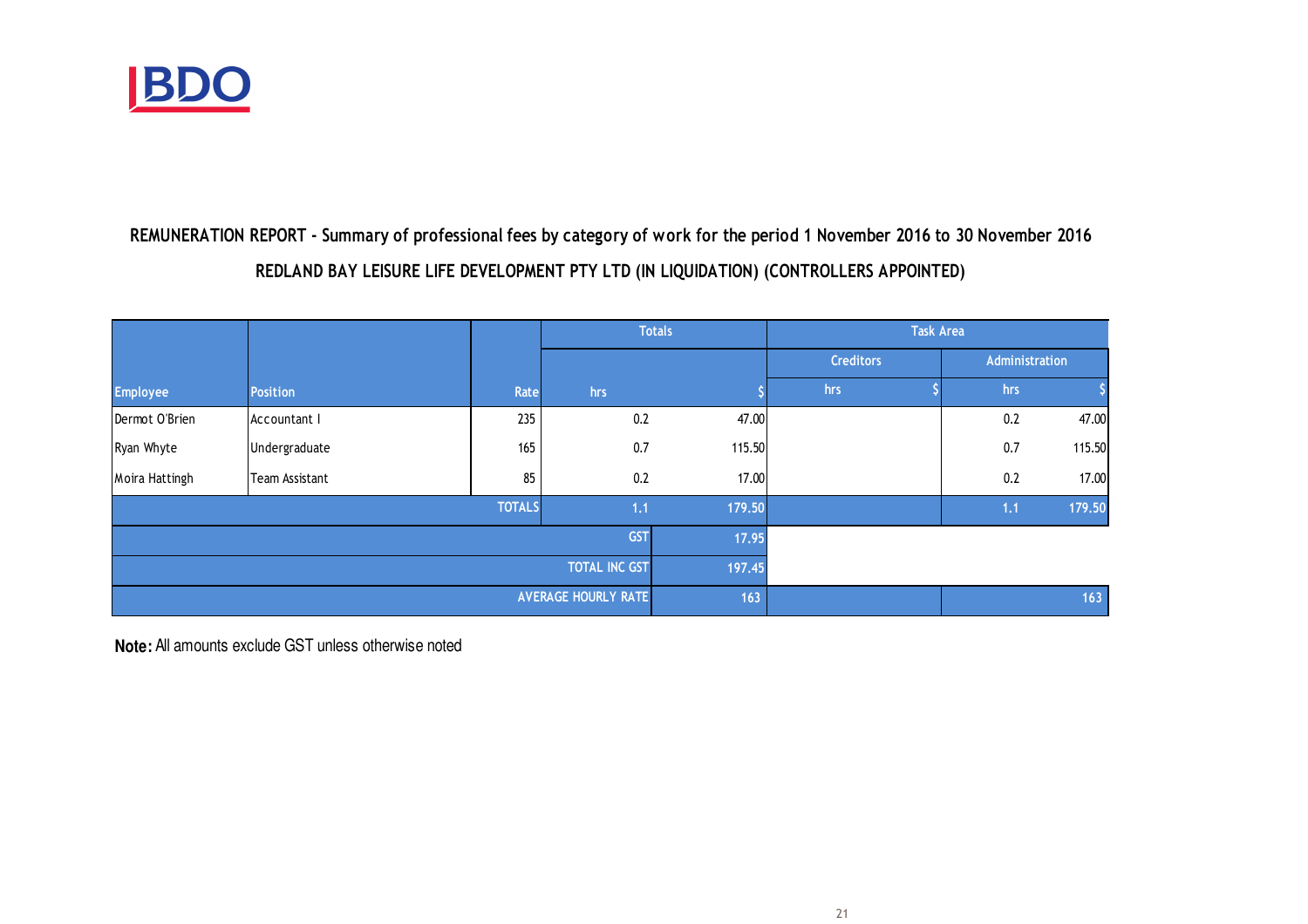## REMUNERATION REPORT - Summary of professional fees by category of work for the period 1 November 2016 to 30 November 2016

## REDLAND BAY LEISURE LIFE DEVELOPMENT PTY LTD (IN LIQUIDATION) (CONTROLLERS APPOINTED)

| | | | Totals | | Task Area | | | |
|---|---|---|---|---|---|---|---|---|
| | | | | | Creditors | | Administration | |
| Employee | Position | Rate | hrs | $ | hrs | $ | hrs | $ |
| Dermot O'Brien | Accountant I | 235 | 0.2 | 47.00 | | | 0.2 | 47.00 |
| Ryan Whyte | Undergraduate | 165 | 0.7 | 115.50 | | | 0.7 | 115.50 |
| Moira Hattingh | Team Assistant | 85 | 0.2 | 17.00 | | | 0.2 | 17.00 |
| | | TOTALS | 1.1 | 179.50 | | | 1.1 | 179.50 |
| | | | GST | 17.95 | | | | |
| | | | TOTAL INC GST | 197.45 | | | | |
| | | | AVERAGE HOURLY RATE | 163 | | | | 163 |

**Note:** All amounts exclude GST unless otherwise noted